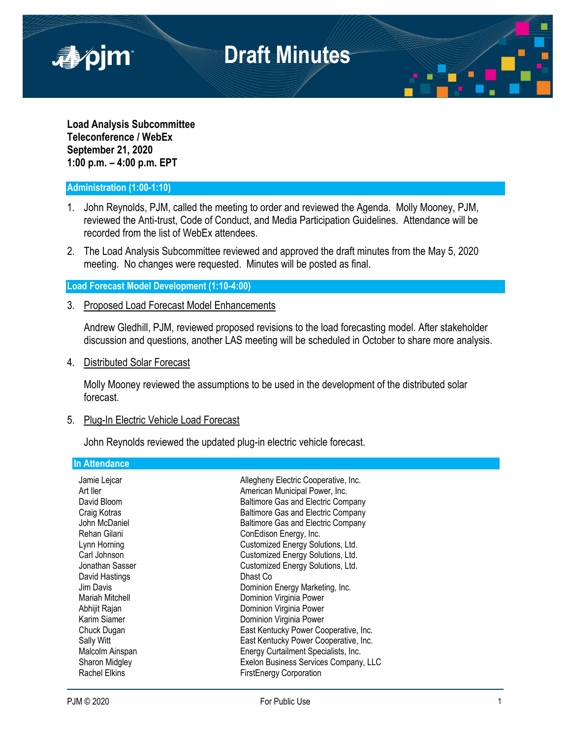# Draft Minutes

**Load Analysis Subcommittee**
**Teleconference / WebEx**
**September 21, 2020**
**1:00 p.m. – 4:00 p.m. EPT**

## Administration (1:00-1:10)

1. John Reynolds, PJM, called the meeting to order and reviewed the Agenda. Molly Mooney, PJM, reviewed the Anti-trust, Code of Conduct, and Media Participation Guidelines. Attendance will be recorded from the list of WebEx attendees.

2. The Load Analysis Subcommittee reviewed and approved the draft minutes from the May 5, 2020 meeting. No changes were requested. Minutes will be posted as final.

## Load Forecast Model Development (1:10-4:00)

3. Proposed Load Forecast Model Enhancements

   Andrew Gledhill, PJM, reviewed proposed revisions to the load forecasting model. After stakeholder discussion and questions, another LAS meeting will be scheduled in October to share more analysis.

4. Distributed Solar Forecast

   Molly Mooney reviewed the assumptions to be used in the development of the distributed solar forecast.

5. Plug-In Electric Vehicle Load Forecast

   John Reynolds reviewed the updated plug-in electric vehicle forecast.

## In Attendance

| | |
|---|---|
| Jamie Lejcar | Allegheny Electric Cooperative, Inc. |
| Art Iler | American Municipal Power, Inc. |
| David Bloom | Baltimore Gas and Electric Company |
| Craig Kotras | Baltimore Gas and Electric Company |
| John McDaniel | Baltimore Gas and Electric Company |
| Rehan Gilani | ConEdison Energy, Inc. |
| Lynn Horning | Customized Energy Solutions, Ltd. |
| Carl Johnson | Customized Energy Solutions, Ltd. |
| Jonathan Sasser | Customized Energy Solutions, Ltd. |
| David Hastings | Dhast Co |
| Jim Davis | Dominion Energy Marketing, Inc. |
| Mariah Mitchell | Dominion Virginia Power |
| Abhijit Rajan | Dominion Virginia Power |
| Karim Siamer | Dominion Virginia Power |
| Chuck Dugan | East Kentucky Power Cooperative, Inc. |
| Sally Witt | East Kentucky Power Cooperative, Inc. |
| Malcolm Ainspan | Energy Curtailment Specialists, Inc. |
| Sharon Midgley | Exelon Business Services Company, LLC |
| Rachel Elkins | FirstEnergy Corporation |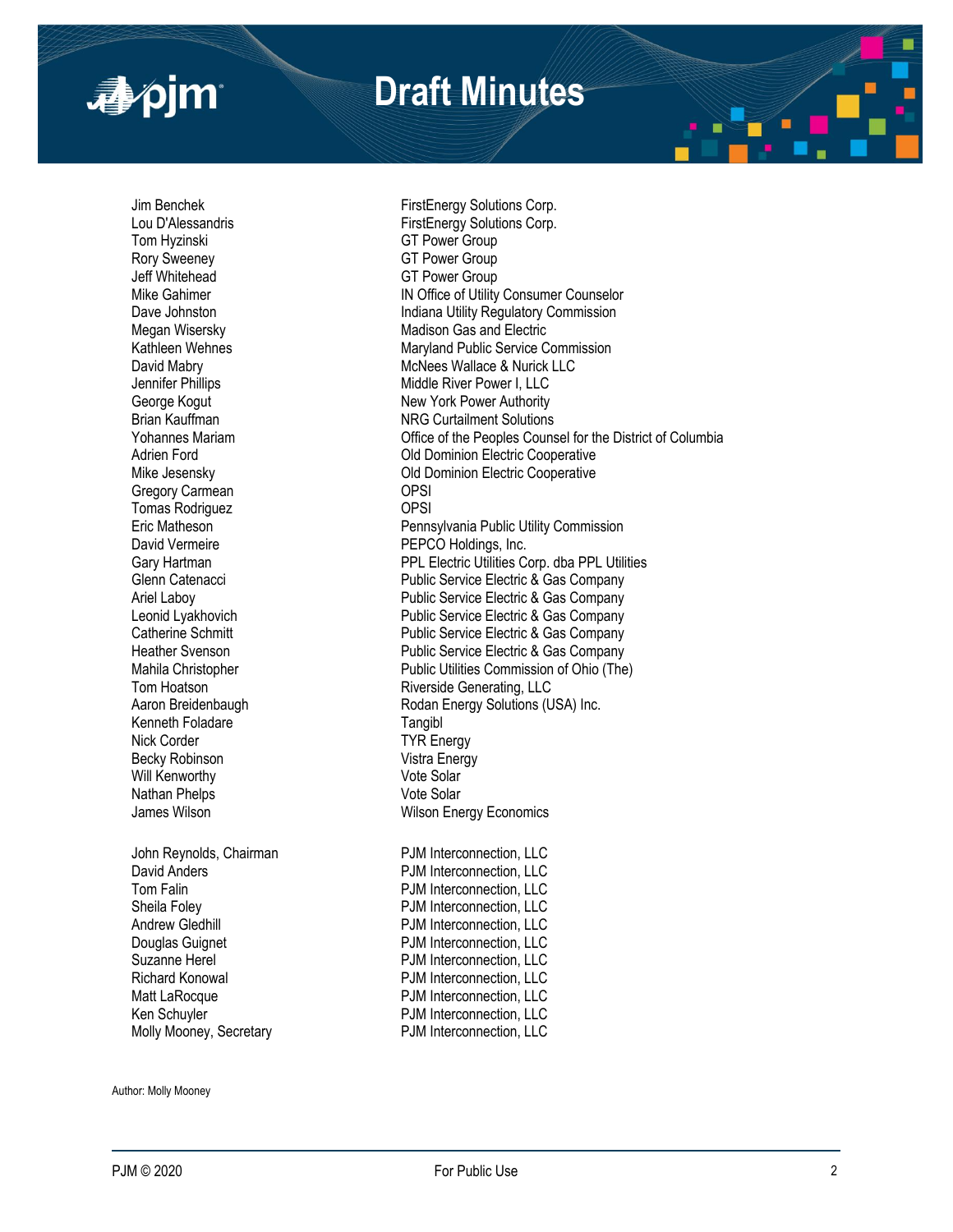| | |
|---|---|
| Jim Benchek | FirstEnergy Solutions Corp. |
| Lou D'Alessandris | FirstEnergy Solutions Corp. |
| Tom Hyzinski | GT Power Group |
| Rory Sweeney | GT Power Group |
| Jeff Whitehead | GT Power Group |
| Mike Gahimer | IN Office of Utility Consumer Counselor |
| Dave Johnston | Indiana Utility Regulatory Commission |
| Megan Wisersky | Madison Gas and Electric |
| Kathleen Wehnes | Maryland Public Service Commission |
| David Mabry | McNees Wallace & Nurick LLC |
| Jennifer Phillips | Middle River Power I, LLC |
| George Kogut | New York Power Authority |
| Brian Kauffman | NRG Curtailment Solutions |
| Yohannes Mariam | Office of the Peoples Counsel for the District of Columbia |
| Adrien Ford | Old Dominion Electric Cooperative |
| Mike Jesensky | Old Dominion Electric Cooperative |
| Gregory Carmean | OPSI |
| Tomas Rodriguez | OPSI |
| Eric Matheson | Pennsylvania Public Utility Commission |
| David Vermeire | PEPCO Holdings, Inc. |
| Gary Hartman | PPL Electric Utilities Corp. dba PPL Utilities |
| Glenn Catenacci | Public Service Electric & Gas Company |
| Ariel Laboy | Public Service Electric & Gas Company |
| Leonid Lyakhovich | Public Service Electric & Gas Company |
| Catherine Schmitt | Public Service Electric & Gas Company |
| Heather Svenson | Public Service Electric & Gas Company |
| Mahila Christopher | Public Utilities Commission of Ohio (The) |
| Tom Hoatson | Riverside Generating, LLC |
| Aaron Breidenbaugh | Rodan Energy Solutions (USA) Inc. |
| Kenneth Foladare | Tangibl |
| Nick Corder | TYR Energy |
| Becky Robinson | Vistra Energy |
| Will Kenworthy | Vote Solar |
| Nathan Phelps | Vote Solar |
| James Wilson | Wilson Energy Economics |
| | |
| John Reynolds, Chairman | PJM Interconnection, LLC |
| David Anders | PJM Interconnection, LLC |
| Tom Falin | PJM Interconnection, LLC |
| Sheila Foley | PJM Interconnection, LLC |
| Andrew Gledhill | PJM Interconnection, LLC |
| Douglas Guignet | PJM Interconnection, LLC |
| Suzanne Herel | PJM Interconnection, LLC |
| Richard Konowal | PJM Interconnection, LLC |
| Matt LaRocque | PJM Interconnection, LLC |
| Ken Schuyler | PJM Interconnection, LLC |
| Molly Mooney, Secretary | PJM Interconnection, LLC |

Author: Molly Mooney